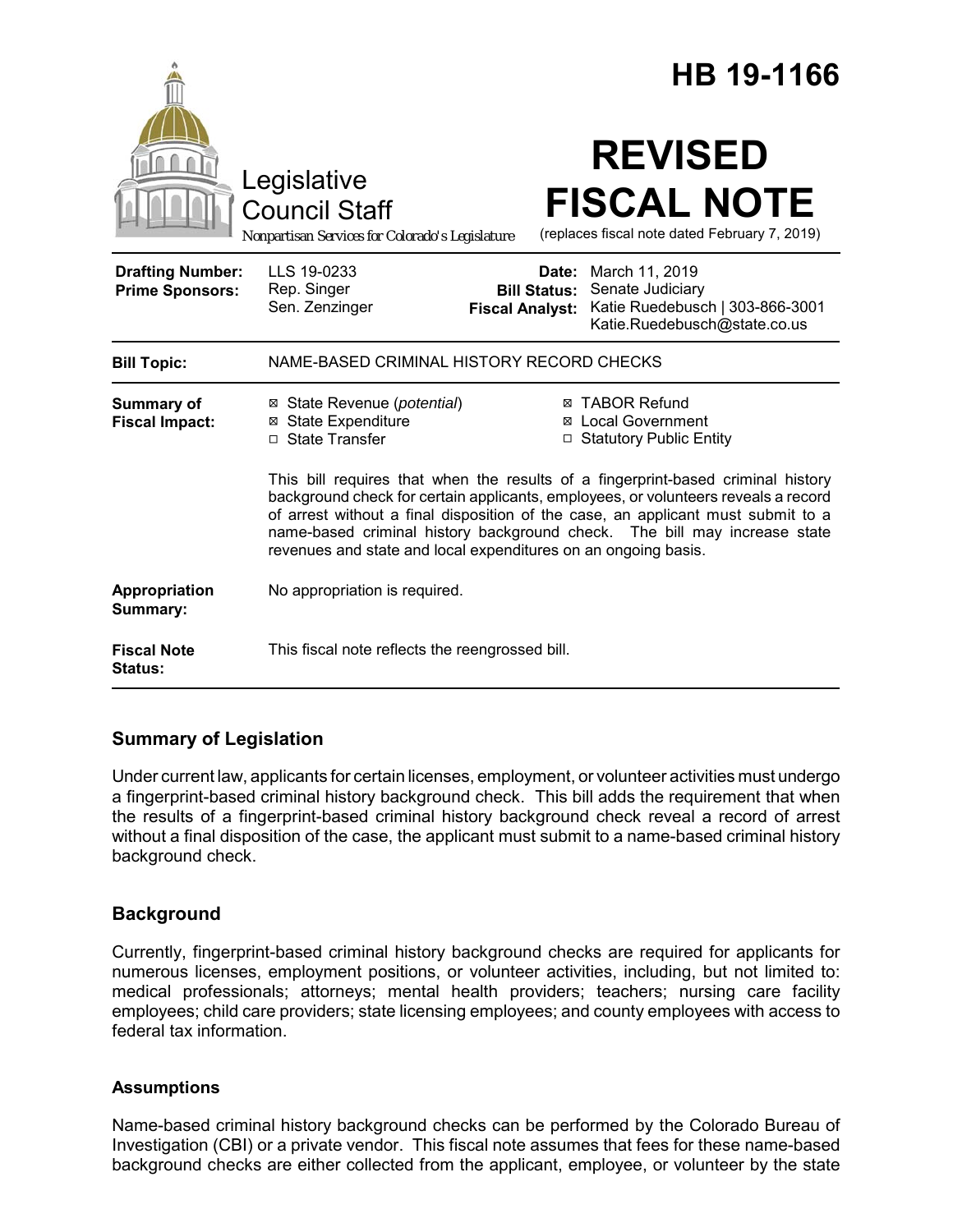# HB 19-1166

Legislative Council Staff

*Nonpartisan Services for Colorado's Legislature*

# REVISED FISCAL NOTE

(replaces fiscal note dated February 7, 2019)

| | | | |
|---|---|---|---|
| **Drafting Number:** | LLS 19-0233 | **Date:** | March 11, 2019 |
| **Prime Sponsors:** | Rep. Singer<br>Sen. Zenzinger | **Bill Status:** | Senate Judiciary |
| | | **Fiscal Analyst:** | Katie Ruedebusch \| 303-866-3001<br>Katie.Ruedebusch@state.co.us |

| | |
|---|---|
| **Bill Topic:** | NAME-BASED CRIMINAL HISTORY RECORD CHECKS |

**Summary of Fiscal Impact:**

- ☒ State Revenue (*potential*)
- ☒ State Expenditure
- ☐ State Transfer
- ☒ TABOR Refund
- ☒ Local Government
- ☐ Statutory Public Entity

This bill requires that when the results of a fingerprint-based criminal history background check for certain applicants, employees, or volunteers reveals a record of arrest without a final disposition of the case, an applicant must submit to a name-based criminal history background check. The bill may increase state revenues and state and local expenditures on an ongoing basis.

**Appropriation Summary:** No appropriation is required.

**Fiscal Note Status:** This fiscal note reflects the reengrossed bill.

## Summary of Legislation

Under current law, applicants for certain licenses, employment, or volunteer activities must undergo a fingerprint-based criminal history background check. This bill adds the requirement that when the results of a fingerprint-based criminal history background check reveal a record of arrest without a final disposition of the case, the applicant must submit to a name-based criminal history background check.

## Background

Currently, fingerprint-based criminal history background checks are required for applicants for numerous licenses, employment positions, or volunteer activities, including, but not limited to: medical professionals; attorneys; mental health providers; teachers; nursing care facility employees; child care providers; state licensing employees; and county employees with access to federal tax information.

### Assumptions

Name-based criminal history background checks can be performed by the Colorado Bureau of Investigation (CBI) or a private vendor. This fiscal note assumes that fees for these name-based background checks are either collected from the applicant, employee, or volunteer by the state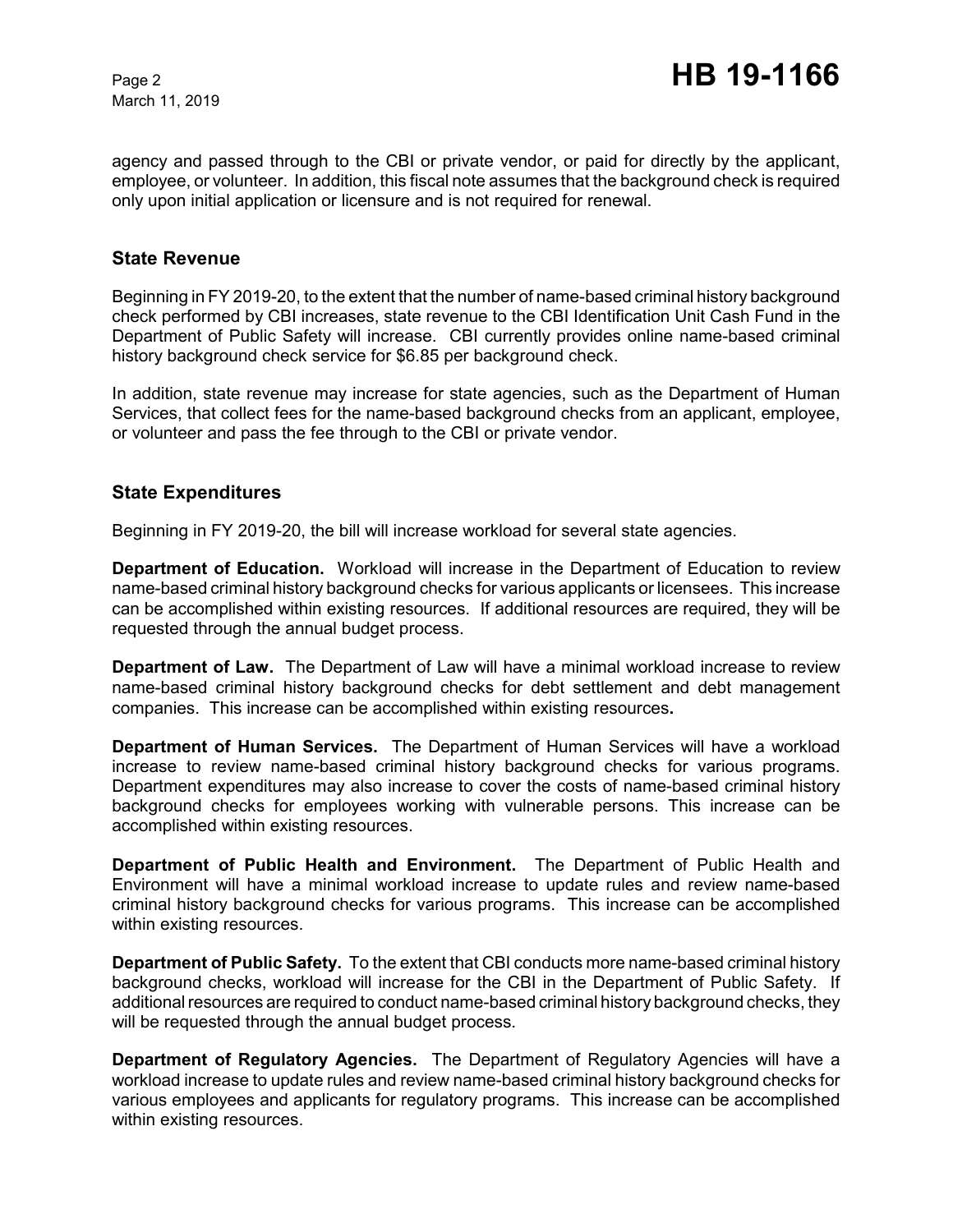agency and passed through to the CBI or private vendor, or paid for directly by the applicant, employee, or volunteer. In addition, this fiscal note assumes that the background check is required only upon initial application or licensure and is not required for renewal.

## State Revenue

Beginning in FY 2019-20, to the extent that the number of name-based criminal history background check performed by CBI increases, state revenue to the CBI Identification Unit Cash Fund in the Department of Public Safety will increase. CBI currently provides online name-based criminal history background check service for $6.85 per background check.

In addition, state revenue may increase for state agencies, such as the Department of Human Services, that collect fees for the name-based background checks from an applicant, employee, or volunteer and pass the fee through to the CBI or private vendor.

## State Expenditures

Beginning in FY 2019-20, the bill will increase workload for several state agencies.

**Department of Education.** Workload will increase in the Department of Education to review name-based criminal history background checks for various applicants or licensees. This increase can be accomplished within existing resources. If additional resources are required, they will be requested through the annual budget process.

**Department of Law.** The Department of Law will have a minimal workload increase to review name-based criminal history background checks for debt settlement and debt management companies. This increase can be accomplished within existing resources.

**Department of Human Services.** The Department of Human Services will have a workload increase to review name-based criminal history background checks for various programs. Department expenditures may also increase to cover the costs of name-based criminal history background checks for employees working with vulnerable persons. This increase can be accomplished within existing resources.

**Department of Public Health and Environment.** The Department of Public Health and Environment will have a minimal workload increase to update rules and review name-based criminal history background checks for various programs. This increase can be accomplished within existing resources.

**Department of Public Safety.** To the extent that CBI conducts more name-based criminal history background checks, workload will increase for the CBI in the Department of Public Safety. If additional resources are required to conduct name-based criminal history background checks, they will be requested through the annual budget process.

**Department of Regulatory Agencies.** The Department of Regulatory Agencies will have a workload increase to update rules and review name-based criminal history background checks for various employees and applicants for regulatory programs. This increase can be accomplished within existing resources.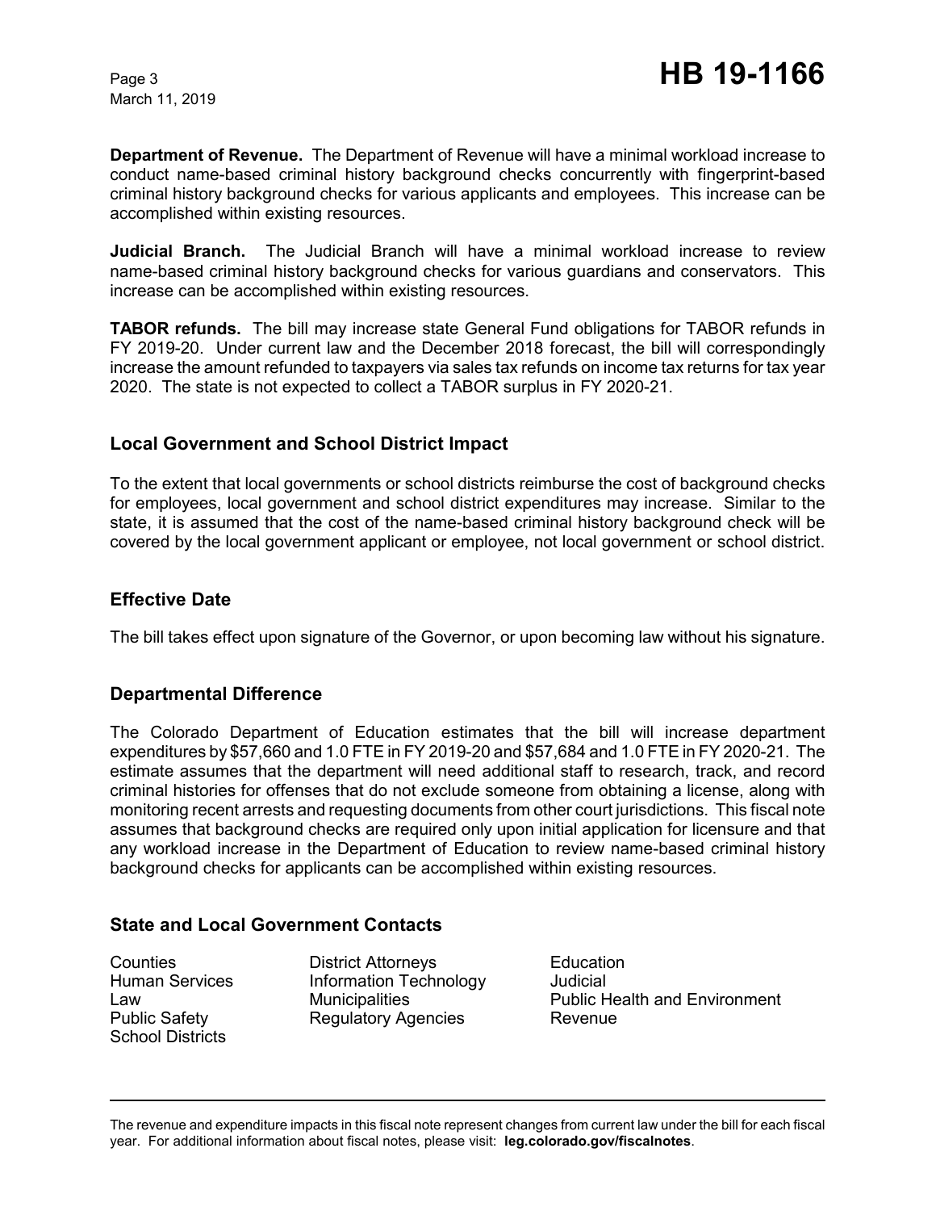**Department of Revenue.** The Department of Revenue will have a minimal workload increase to conduct name-based criminal history background checks concurrently with fingerprint-based criminal history background checks for various applicants and employees. This increase can be accomplished within existing resources.

**Judicial Branch.** The Judicial Branch will have a minimal workload increase to review name-based criminal history background checks for various guardians and conservators. This increase can be accomplished within existing resources.

**TABOR refunds.** The bill may increase state General Fund obligations for TABOR refunds in FY 2019-20. Under current law and the December 2018 forecast, the bill will correspondingly increase the amount refunded to taxpayers via sales tax refunds on income tax returns for tax year 2020. The state is not expected to collect a TABOR surplus in FY 2020-21.

## Local Government and School District Impact

To the extent that local governments or school districts reimburse the cost of background checks for employees, local government and school district expenditures may increase. Similar to the state, it is assumed that the cost of the name-based criminal history background check will be covered by the local government applicant or employee, not local government or school district.

## Effective Date

The bill takes effect upon signature of the Governor, or upon becoming law without his signature.

## Departmental Difference

The Colorado Department of Education estimates that the bill will increase department expenditures by $57,660 and 1.0 FTE in FY 2019-20 and $57,684 and 1.0 FTE in FY 2020-21. The estimate assumes that the department will need additional staff to research, track, and record criminal histories for offenses that do not exclude someone from obtaining a license, along with monitoring recent arrests and requesting documents from other court jurisdictions. This fiscal note assumes that background checks are required only upon initial application for licensure and that any workload increase in the Department of Education to review name-based criminal history background checks for applicants can be accomplished within existing resources.

## State and Local Government Contacts

| | | |
|---|---|---|
| Counties | District Attorneys | Education |
| Human Services | Information Technology | Judicial |
| Law | Municipalities | Public Health and Environment |
| Public Safety | Regulatory Agencies | Revenue |
| School Districts | | |

The revenue and expenditure impacts in this fiscal note represent changes from current law under the bill for each fiscal year. For additional information about fiscal notes, please visit: **leg.colorado.gov/fiscalnotes**.